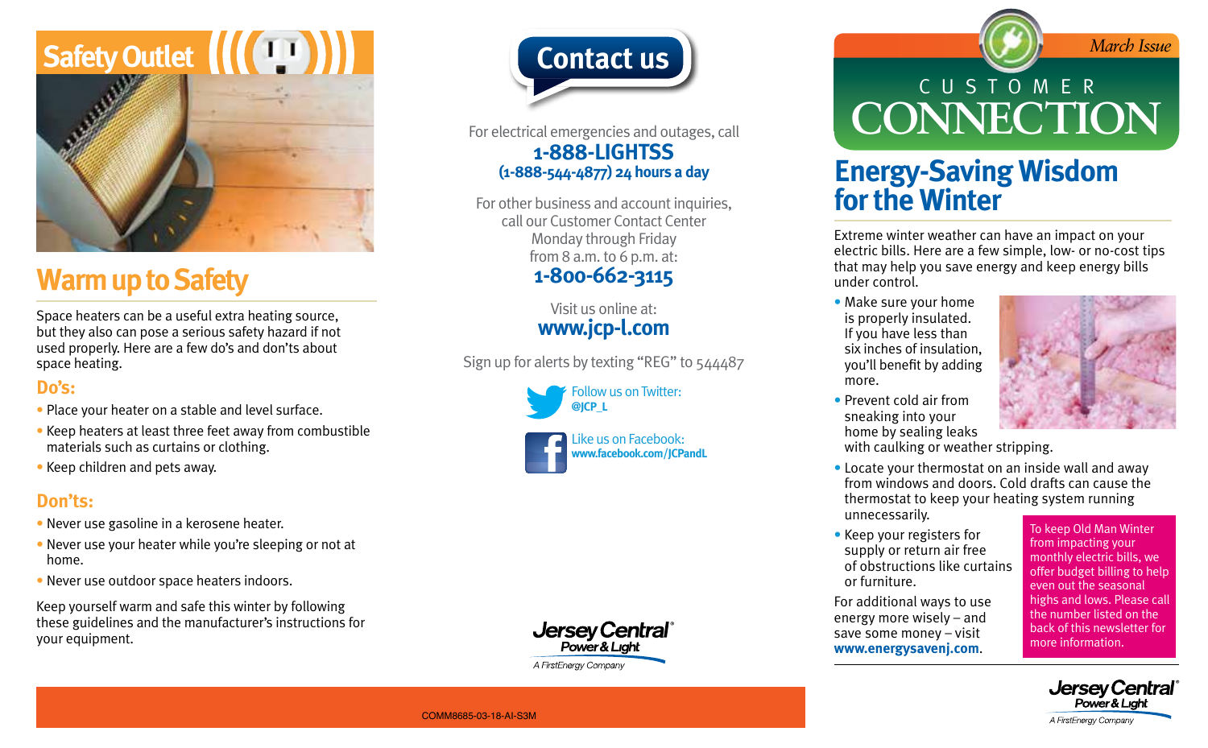# Safety Outlet

## Warm up to Safety

Space heaters can be a useful extra heating source, but they also can pose a serious safety hazard if not used properly. Here are a few do's and don'ts about space heating.

### Do's:

- Place your heater on a stable and level surface.
- Keep heaters at least three feet away from combustible materials such as curtains or clothing.
- Keep children and pets away.

### Don'ts:

- Never use gasoline in a kerosene heater.
- Never use your heater while you're sleeping or not at home.
- Never use outdoor space heaters indoors.

Keep yourself warm and safe this winter by following these guidelines and the manufacturer's instructions for your equipment.

# Contact us

For electrical emergencies and outages, call
**1-888-LIGHTSS**
**(1-888-544-4877) 24 hours a day**

For other business and account inquiries, call our Customer Contact Center Monday through Friday from 8 a.m. to 6 p.m. at:
**1-800-662-3115**

Visit us online at:
**www.jcp-l.com**

Sign up for alerts by texting "REG" to 544487

Follow us on Twitter:
**@JCP_L**

Like us on Facebook:
**www.facebook.com/JCPandL**

Jersey Central Power & Light
A FirstEnergy Company

COMM8685-03-18-AI-S3M

March Issue

# CUSTOMER CONNECTION

## Energy-Saving Wisdom for the Winter

Extreme winter weather can have an impact on your electric bills. Here are a few simple, low- or no-cost tips that may help you save energy and keep energy bills under control.

- Make sure your home is properly insulated. If you have less than six inches of insulation, you'll benefit by adding more.
- Prevent cold air from sneaking into your home by sealing leaks with caulking or weather stripping.
- Locate your thermostat on an inside wall and away from windows and doors. Cold drafts can cause the thermostat to keep your heating system running unnecessarily.
- Keep your registers for supply or return air free of obstructions like curtains or furniture.

For additional ways to use energy more wisely – and save some money – visit **www.energysavenj.com**.

To keep Old Man Winter from impacting your monthly electric bills, we offer budget billing to help even out the seasonal highs and lows. Please call the number listed on the back of this newsletter for more information.

Jersey Central Power & Light
A FirstEnergy Company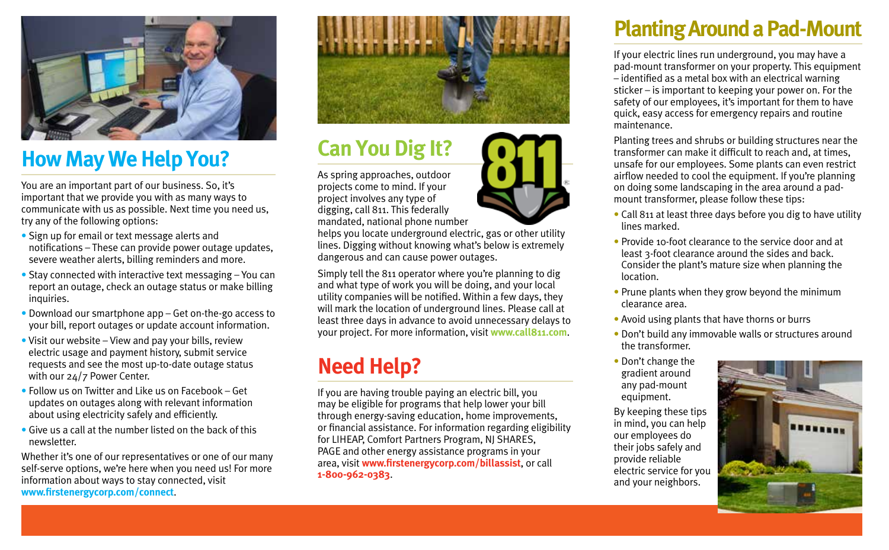## How May We Help You?

You are an important part of our business. So, it's important that we provide you with as many ways to communicate with us as possible. Next time you need us, try any of the following options:

- Sign up for email or text message alerts and notifications – These can provide power outage updates, severe weather alerts, billing reminders and more.
- Stay connected with interactive text messaging – You can report an outage, check an outage status or make billing inquiries.
- Download our smartphone app – Get on-the-go access to your bill, report outages or update account information.
- Visit our website – View and pay your bills, review electric usage and payment history, submit service requests and see the most up-to-date outage status with our 24/7 Power Center.
- Follow us on Twitter and Like us on Facebook – Get updates on outages along with relevant information about using electricity safely and efficiently.
- Give us a call at the number listed on the back of this newsletter.

Whether it's one of our representatives or one of our many self-serve options, we're here when you need us! For more information about ways to stay connected, visit **www.firstenergycorp.com/connect**.

## Can You Dig It?

As spring approaches, outdoor projects come to mind. If your project involves any type of digging, call 811. This federally mandated, national phone number helps you locate underground electric, gas or other utility lines. Digging without knowing what's below is extremely dangerous and can cause power outages.

Simply tell the 811 operator where you're planning to dig and what type of work you will be doing, and your local utility companies will be notified. Within a few days, they will mark the location of underground lines. Please call at least three days in advance to avoid unnecessary delays to your project. For more information, visit **www.call811.com**.

## Need Help?

If you are having trouble paying an electric bill, you may be eligible for programs that help lower your bill through energy-saving education, home improvements, or financial assistance. For information regarding eligibility for LIHEAP, Comfort Partners Program, NJ SHARES, PAGE and other energy assistance programs in your area, visit **www.firstenergycorp.com/billassist**, or call **1-800-962-0383**.

## Planting Around a Pad-Mount

If your electric lines run underground, you may have a pad-mount transformer on your property. This equipment – identified as a metal box with an electrical warning sticker – is important to keeping your power on. For the safety of our employees, it's important for them to have quick, easy access for emergency repairs and routine maintenance.

Planting trees and shrubs or building structures near the transformer can make it difficult to reach and, at times, unsafe for our employees. Some plants can even restrict airflow needed to cool the equipment. If you're planning on doing some landscaping in the area around a pad-mount transformer, please follow these tips:

- Call 811 at least three days before you dig to have utility lines marked.
- Provide 10-foot clearance to the service door and at least 3-foot clearance around the sides and back. Consider the plant's mature size when planning the location.
- Prune plants when they grow beyond the minimum clearance area.
- Avoid using plants that have thorns or burrs
- Don't build any immovable walls or structures around the transformer.
- Don't change the gradient around any pad-mount equipment.

By keeping these tips in mind, you can help our employees do their jobs safely and provide reliable electric service for you and your neighbors.